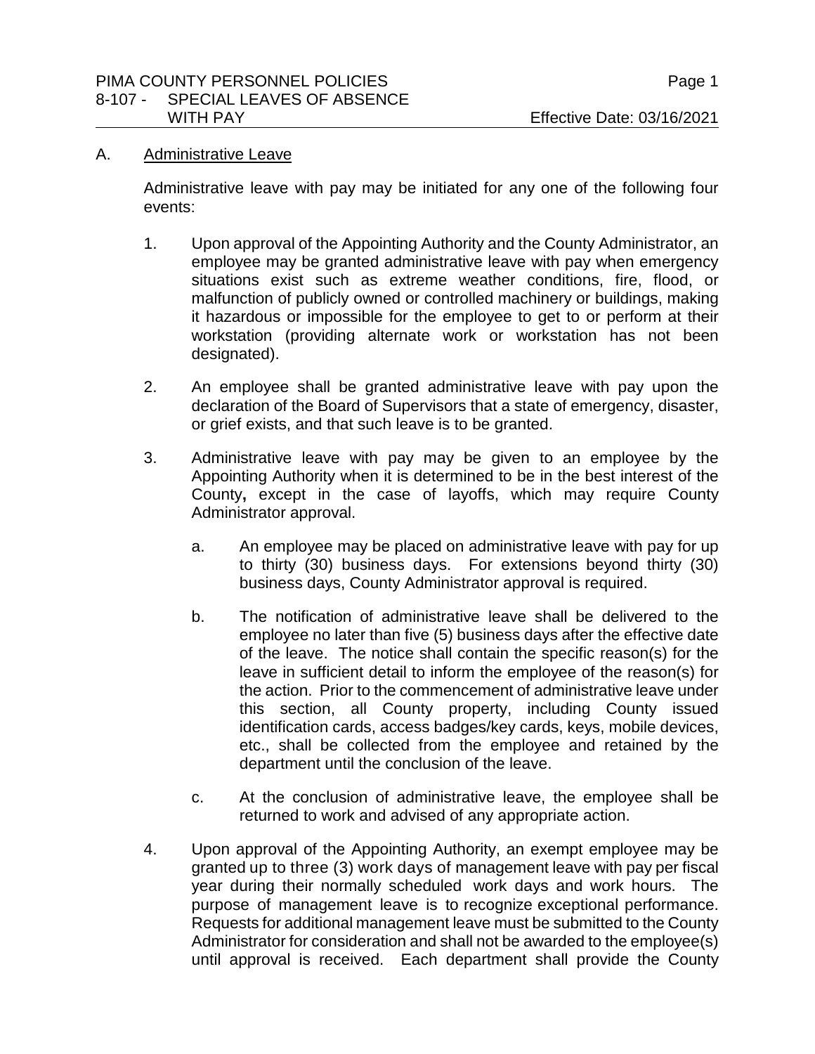A. Administrative Leave

Administrative leave with pay may be initiated for any one of the following four events:

1. Upon approval of the Appointing Authority and the County Administrator, an employee may be granted administrative leave with pay when emergency situations exist such as extreme weather conditions, fire, flood, or malfunction of publicly owned or controlled machinery or buildings, making it hazardous or impossible for the employee to get to or perform at their workstation (providing alternate work or workstation has not been designated).

2. An employee shall be granted administrative leave with pay upon the declaration of the Board of Supervisors that a state of emergency, disaster, or grief exists, and that such leave is to be granted.

3. Administrative leave with pay may be given to an employee by the Appointing Authority when it is determined to be in the best interest of the County**,** except in the case of layoffs, which may require County Administrator approval.

   a. An employee may be placed on administrative leave with pay for up to thirty (30) business days. For extensions beyond thirty (30) business days, County Administrator approval is required.

   b. The notification of administrative leave shall be delivered to the employee no later than five (5) business days after the effective date of the leave. The notice shall contain the specific reason(s) for the leave in sufficient detail to inform the employee of the reason(s) for the action. Prior to the commencement of administrative leave under this section, all County property, including County issued identification cards, access badges/key cards, keys, mobile devices, etc., shall be collected from the employee and retained by the department until the conclusion of the leave.

   c. At the conclusion of administrative leave, the employee shall be returned to work and advised of any appropriate action.

4. Upon approval of the Appointing Authority, an exempt employee may be granted up to three (3) work days of management leave with pay per fiscal year during their normally scheduled work days and work hours. The purpose of management leave is to recognize exceptional performance. Requests for additional management leave must be submitted to the County Administrator for consideration and shall not be awarded to the employee(s) until approval is received. Each department shall provide the County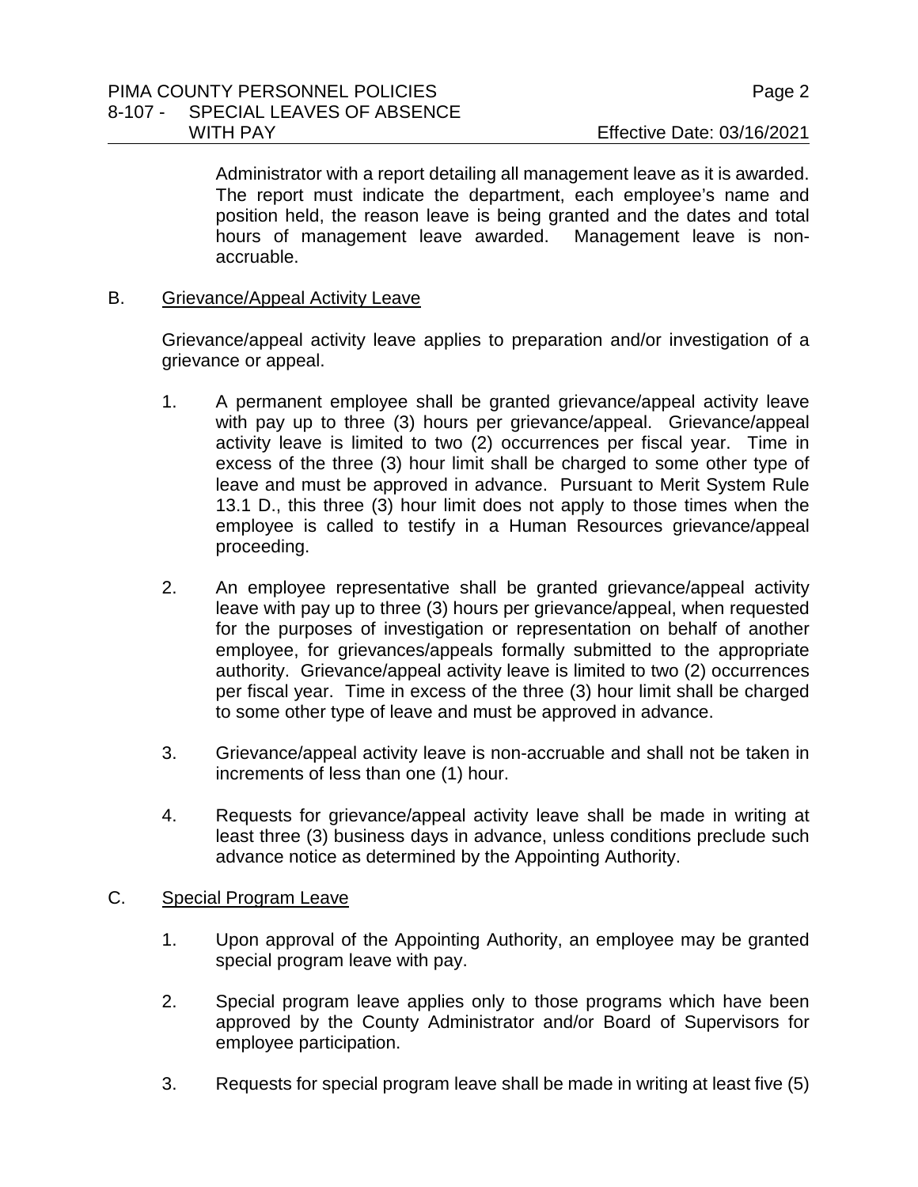Administrator with a report detailing all management leave as it is awarded. The report must indicate the department, each employee's name and position held, the reason leave is being granted and the dates and total hours of management leave awarded. Management leave is non-accruable.

B. Grievance/Appeal Activity Leave

Grievance/appeal activity leave applies to preparation and/or investigation of a grievance or appeal.

1. A permanent employee shall be granted grievance/appeal activity leave with pay up to three (3) hours per grievance/appeal. Grievance/appeal activity leave is limited to two (2) occurrences per fiscal year. Time in excess of the three (3) hour limit shall be charged to some other type of leave and must be approved in advance. Pursuant to Merit System Rule 13.1 D., this three (3) hour limit does not apply to those times when the employee is called to testify in a Human Resources grievance/appeal proceeding.

2. An employee representative shall be granted grievance/appeal activity leave with pay up to three (3) hours per grievance/appeal, when requested for the purposes of investigation or representation on behalf of another employee, for grievances/appeals formally submitted to the appropriate authority. Grievance/appeal activity leave is limited to two (2) occurrences per fiscal year. Time in excess of the three (3) hour limit shall be charged to some other type of leave and must be approved in advance.

3. Grievance/appeal activity leave is non-accruable and shall not be taken in increments of less than one (1) hour.

4. Requests for grievance/appeal activity leave shall be made in writing at least three (3) business days in advance, unless conditions preclude such advance notice as determined by the Appointing Authority.

C. Special Program Leave

1. Upon approval of the Appointing Authority, an employee may be granted special program leave with pay.

2. Special program leave applies only to those programs which have been approved by the County Administrator and/or Board of Supervisors for employee participation.

3. Requests for special program leave shall be made in writing at least five (5)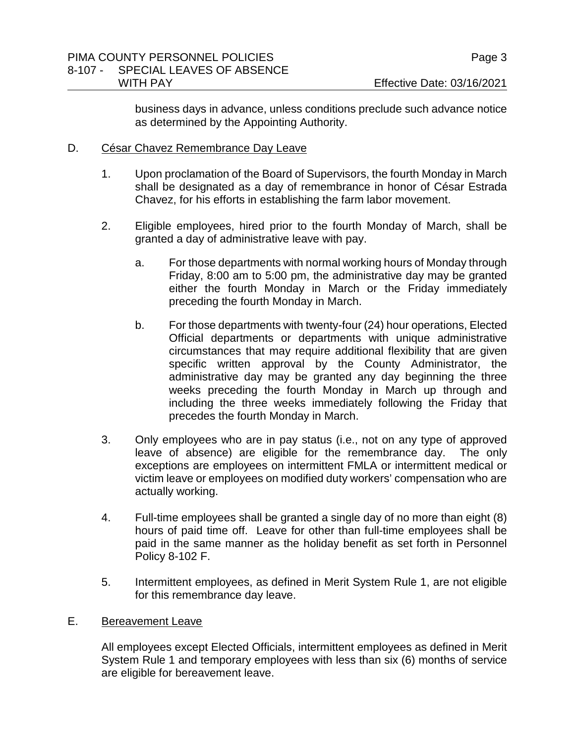business days in advance, unless conditions preclude such advance notice as determined by the Appointing Authority.

D. <u>César Chavez Remembrance Day Leave</u>

1. Upon proclamation of the Board of Supervisors, the fourth Monday in March shall be designated as a day of remembrance in honor of César Estrada Chavez, for his efforts in establishing the farm labor movement.

2. Eligible employees, hired prior to the fourth Monday of March, shall be granted a day of administrative leave with pay.

   a. For those departments with normal working hours of Monday through Friday, 8:00 am to 5:00 pm, the administrative day may be granted either the fourth Monday in March or the Friday immediately preceding the fourth Monday in March.

   b. For those departments with twenty-four (24) hour operations, Elected Official departments or departments with unique administrative circumstances that may require additional flexibility that are given specific written approval by the County Administrator, the administrative day may be granted any day beginning the three weeks preceding the fourth Monday in March up through and including the three weeks immediately following the Friday that precedes the fourth Monday in March.

3. Only employees who are in pay status (i.e., not on any type of approved leave of absence) are eligible for the remembrance day. The only exceptions are employees on intermittent FMLA or intermittent medical or victim leave or employees on modified duty workers' compensation who are actually working.

4. Full-time employees shall be granted a single day of no more than eight (8) hours of paid time off. Leave for other than full-time employees shall be paid in the same manner as the holiday benefit as set forth in Personnel Policy 8-102 F.

5. Intermittent employees, as defined in Merit System Rule 1, are not eligible for this remembrance day leave.

E. <u>Bereavement Leave</u>

All employees except Elected Officials, intermittent employees as defined in Merit System Rule 1 and temporary employees with less than six (6) months of service are eligible for bereavement leave.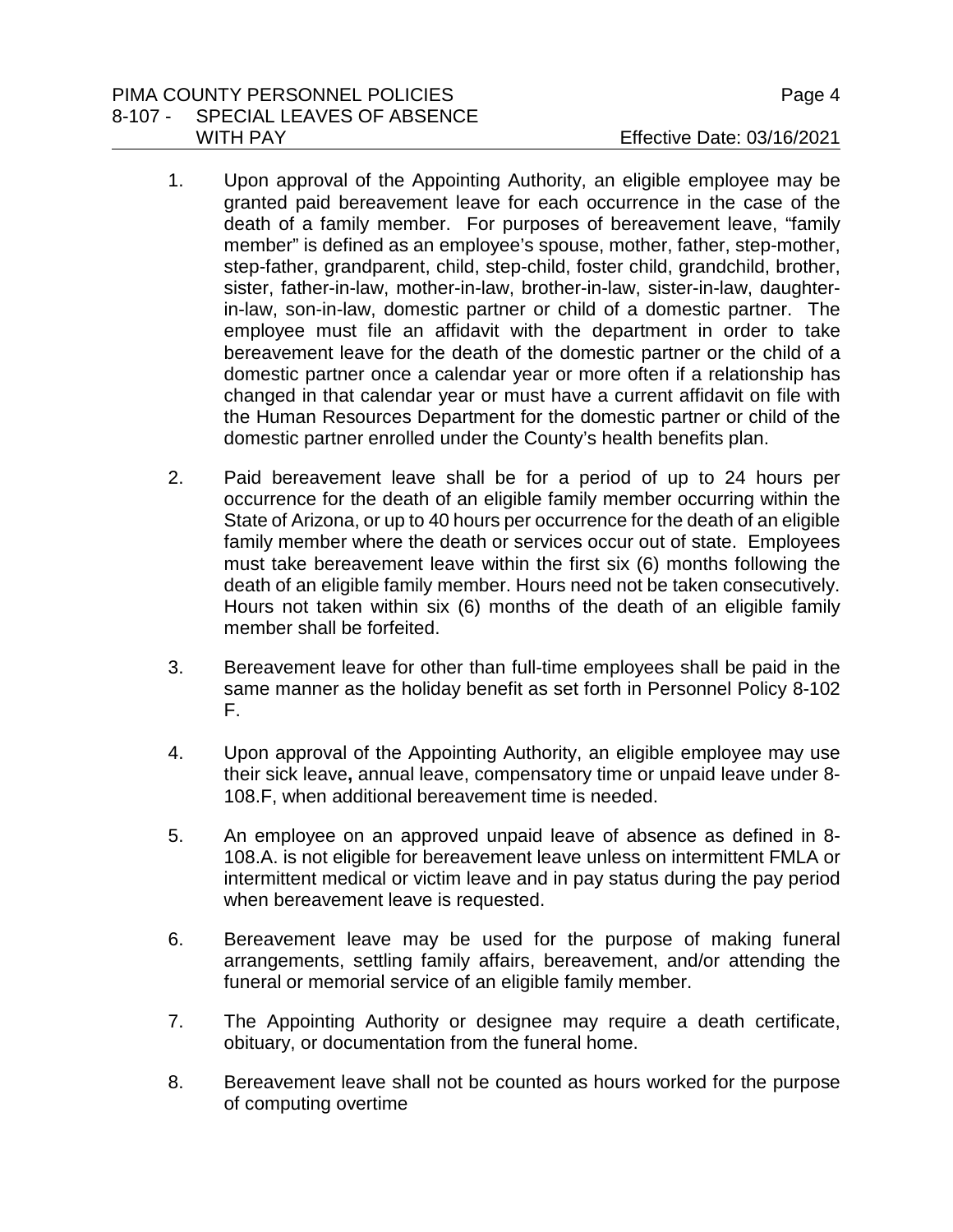1. Upon approval of the Appointing Authority, an eligible employee may be granted paid bereavement leave for each occurrence in the case of the death of a family member. For purposes of bereavement leave, "family member" is defined as an employee's spouse, mother, father, step-mother, step-father, grandparent, child, step-child, foster child, grandchild, brother, sister, father-in-law, mother-in-law, brother-in-law, sister-in-law, daughter-in-law, son-in-law, domestic partner or child of a domestic partner. The employee must file an affidavit with the department in order to take bereavement leave for the death of the domestic partner or the child of a domestic partner once a calendar year or more often if a relationship has changed in that calendar year or must have a current affidavit on file with the Human Resources Department for the domestic partner or child of the domestic partner enrolled under the County's health benefits plan.

2. Paid bereavement leave shall be for a period of up to 24 hours per occurrence for the death of an eligible family member occurring within the State of Arizona, or up to 40 hours per occurrence for the death of an eligible family member where the death or services occur out of state. Employees must take bereavement leave within the first six (6) months following the death of an eligible family member. Hours need not be taken consecutively. Hours not taken within six (6) months of the death of an eligible family member shall be forfeited.

3. Bereavement leave for other than full-time employees shall be paid in the same manner as the holiday benefit as set forth in Personnel Policy 8-102 F.

4. Upon approval of the Appointing Authority, an eligible employee may use their sick leave**,** annual leave, compensatory time or unpaid leave under 8-108.F, when additional bereavement time is needed.

5. An employee on an approved unpaid leave of absence as defined in 8-108.A. is not eligible for bereavement leave unless on intermittent FMLA or intermittent medical or victim leave and in pay status during the pay period when bereavement leave is requested.

6. Bereavement leave may be used for the purpose of making funeral arrangements, settling family affairs, bereavement, and/or attending the funeral or memorial service of an eligible family member.

7. The Appointing Authority or designee may require a death certificate, obituary, or documentation from the funeral home.

8. Bereavement leave shall not be counted as hours worked for the purpose of computing overtime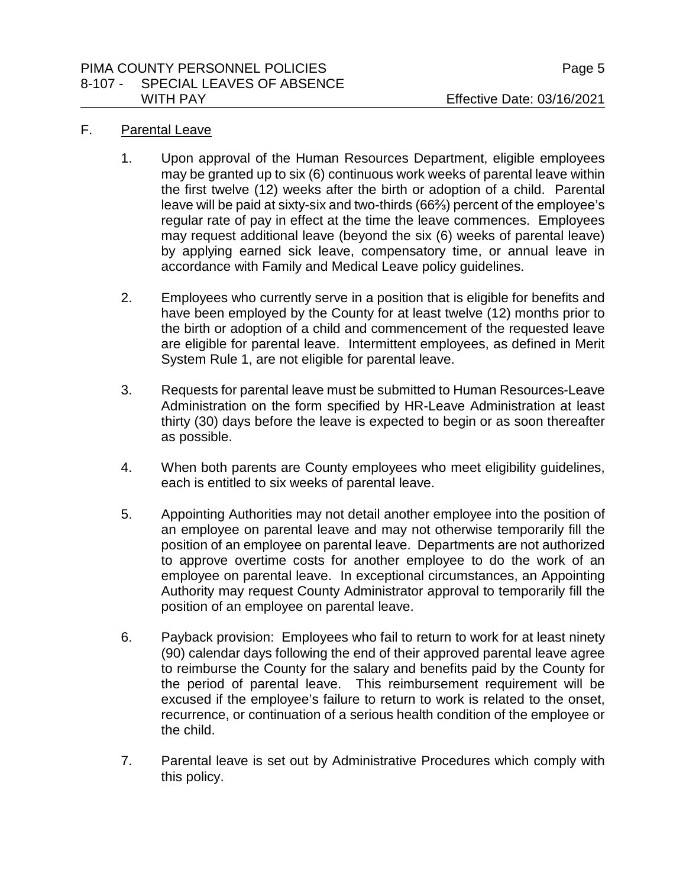## F. Parental Leave

1. Upon approval of the Human Resources Department, eligible employees may be granted up to six (6) continuous work weeks of parental leave within the first twelve (12) weeks after the birth or adoption of a child. Parental leave will be paid at sixty-six and two-thirds (66⅔) percent of the employee's regular rate of pay in effect at the time the leave commences. Employees may request additional leave (beyond the six (6) weeks of parental leave) by applying earned sick leave, compensatory time, or annual leave in accordance with Family and Medical Leave policy guidelines.

2. Employees who currently serve in a position that is eligible for benefits and have been employed by the County for at least twelve (12) months prior to the birth or adoption of a child and commencement of the requested leave are eligible for parental leave. Intermittent employees, as defined in Merit System Rule 1, are not eligible for parental leave.

3. Requests for parental leave must be submitted to Human Resources-Leave Administration on the form specified by HR-Leave Administration at least thirty (30) days before the leave is expected to begin or as soon thereafter as possible.

4. When both parents are County employees who meet eligibility guidelines, each is entitled to six weeks of parental leave.

5. Appointing Authorities may not detail another employee into the position of an employee on parental leave and may not otherwise temporarily fill the position of an employee on parental leave. Departments are not authorized to approve overtime costs for another employee to do the work of an employee on parental leave. In exceptional circumstances, an Appointing Authority may request County Administrator approval to temporarily fill the position of an employee on parental leave.

6. Payback provision: Employees who fail to return to work for at least ninety (90) calendar days following the end of their approved parental leave agree to reimburse the County for the salary and benefits paid by the County for the period of parental leave. This reimbursement requirement will be excused if the employee's failure to return to work is related to the onset, recurrence, or continuation of a serious health condition of the employee or the child.

7. Parental leave is set out by Administrative Procedures which comply with this policy.